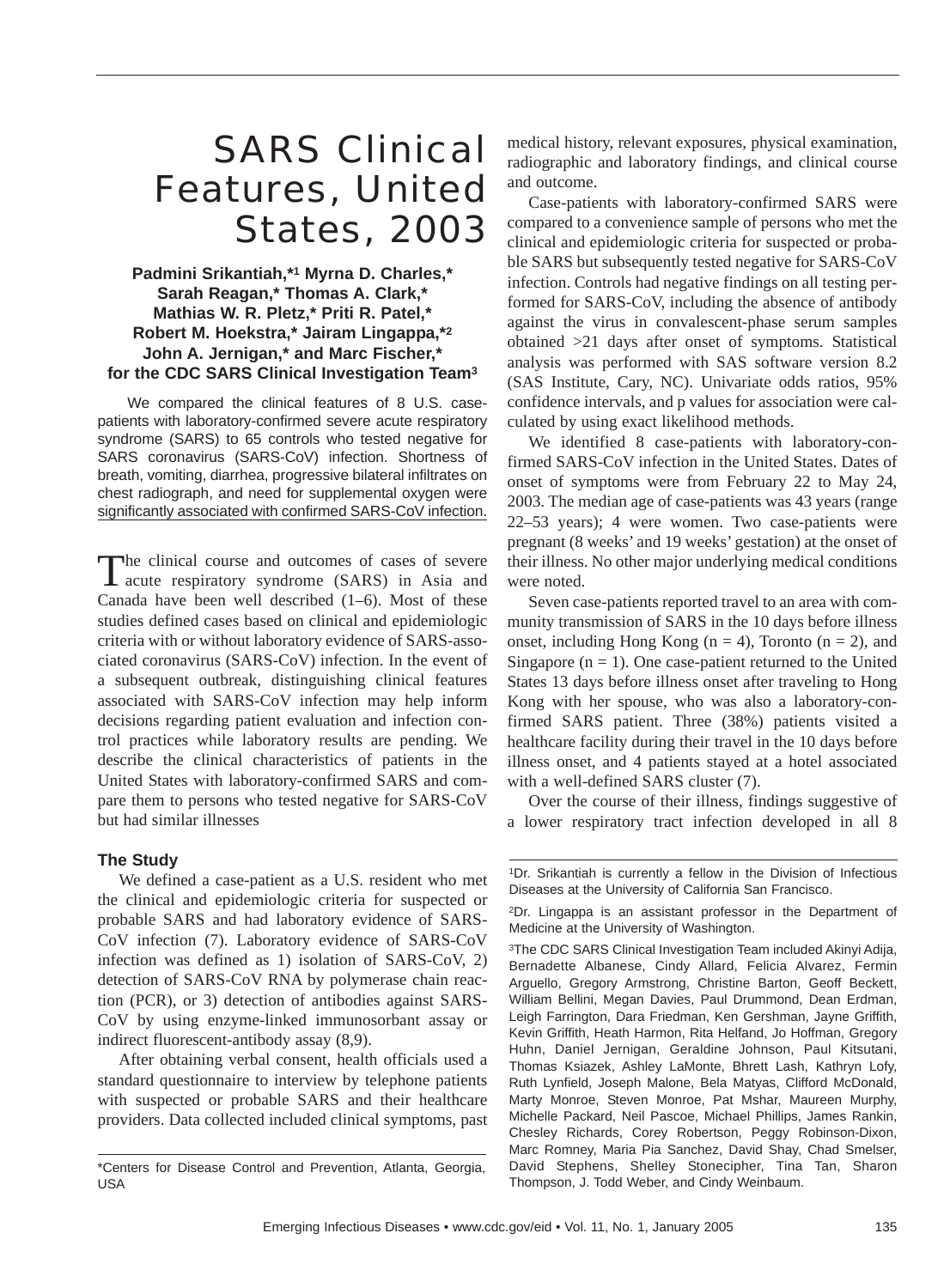# SARS Clinical Features, United States, 2003

**Padmini Srikantiah,*[1] Myrna D. Charles,* Sarah Reagan,* Thomas A. Clark,* Mathias W. R. Pletz,* Priti R. Patel,* Robert M. Hoekstra,* Jairam Lingappa,*[2] John A. Jernigan,* and Marc Fischer,* for the CDC SARS Clinical Investigation Team[3]**

We compared the clinical features of 8 U.S. case-patients with laboratory-confirmed severe acute respiratory syndrome (SARS) to 65 controls who tested negative for SARS coronavirus (SARS-CoV) infection. Shortness of breath, vomiting, diarrhea, progressive bilateral infiltrates on chest radiograph, and need for supplemental oxygen were significantly associated with confirmed SARS-CoV infection.

The clinical course and outcomes of cases of severe acute respiratory syndrome (SARS) in Asia and Canada have been well described (1–6). Most of these studies defined cases based on clinical and epidemiologic criteria with or without laboratory evidence of SARS-associated coronavirus (SARS-CoV) infection. In the event of a subsequent outbreak, distinguishing clinical features associated with SARS-CoV infection may help inform decisions regarding patient evaluation and infection control practices while laboratory results are pending. We describe the clinical characteristics of patients in the United States with laboratory-confirmed SARS and compare them to persons who tested negative for SARS-CoV but had similar illnesses

## The Study

We defined a case-patient as a U.S. resident who met the clinical and epidemiologic criteria for suspected or probable SARS and had laboratory evidence of SARS-CoV infection (7). Laboratory evidence of SARS-CoV infection was defined as 1) isolation of SARS-CoV, 2) detection of SARS-CoV RNA by polymerase chain reaction (PCR), or 3) detection of antibodies against SARS-CoV by using enzyme-linked immunosorbant assay or indirect fluorescent-antibody assay (8,9).

After obtaining verbal consent, health officials used a standard questionnaire to interview by telephone patients with suspected or probable SARS and their healthcare providers. Data collected included clinical symptoms, past medical history, relevant exposures, physical examination, radiographic and laboratory findings, and clinical course and outcome.

Case-patients with laboratory-confirmed SARS were compared to a convenience sample of persons who met the clinical and epidemiologic criteria for suspected or probable SARS but subsequently tested negative for SARS-CoV infection. Controls had negative findings on all testing performed for SARS-CoV, including the absence of antibody against the virus in convalescent-phase serum samples obtained >21 days after onset of symptoms. Statistical analysis was performed with SAS software version 8.2 (SAS Institute, Cary, NC). Univariate odds ratios, 95% confidence intervals, and p values for association were calculated by using exact likelihood methods.

We identified 8 case-patients with laboratory-confirmed SARS-CoV infection in the United States. Dates of onset of symptoms were from February 22 to May 24, 2003. The median age of case-patients was 43 years (range 22–53 years); 4 were women. Two case-patients were pregnant (8 weeks' and 19 weeks' gestation) at the onset of their illness. No other major underlying medical conditions were noted.

Seven case-patients reported travel to an area with community transmission of SARS in the 10 days before illness onset, including Hong Kong (n = 4), Toronto (n = 2), and Singapore (n = 1). One case-patient returned to the United States 13 days before illness onset after traveling to Hong Kong with her spouse, who was also a laboratory-confirmed SARS patient. Three (38%) patients visited a healthcare facility during their travel in the 10 days before illness onset, and 4 patients stayed at a hotel associated with a well-defined SARS cluster (7).

Over the course of their illness, findings suggestive of a lower respiratory tract infection developed in all 8

---

*Centers for Disease Control and Prevention, Atlanta, Georgia, USA

[1]Dr. Srikantiah is currently a fellow in the Division of Infectious Diseases at the University of California San Francisco.

[2]Dr. Lingappa is an assistant professor in the Department of Medicine at the University of Washington.

[3]The CDC SARS Clinical Investigation Team included Akinyi Adija, Bernadette Albanese, Cindy Allard, Felicia Alvarez, Fermin Arguello, Gregory Armstrong, Christine Barton, Geoff Beckett, William Bellini, Megan Davies, Paul Drummond, Dean Erdman, Leigh Farrington, Dara Friedman, Ken Gershman, Jayne Griffith, Kevin Griffith, Heath Harmon, Rita Helfand, Jo Hoffman, Gregory Huhn, Daniel Jernigan, Geraldine Johnson, Paul Kitsutani, Thomas Ksiazek, Ashley LaMonte, Bhrett Lash, Kathryn Lofy, Ruth Lynfield, Joseph Malone, Bela Matyas, Clifford McDonald, Marty Monroe, Steven Monroe, Pat Mshar, Maureen Murphy, Michelle Packard, Neil Pascoe, Michael Phillips, James Rankin, Chesley Richards, Corey Robertson, Peggy Robinson-Dixon, Marc Romney, Maria Pia Sanchez, David Shay, Chad Smelser, David Stephens, Shelley Stonecipher, Tina Tan, Sharon Thompson, J. Todd Weber, and Cindy Weinbaum.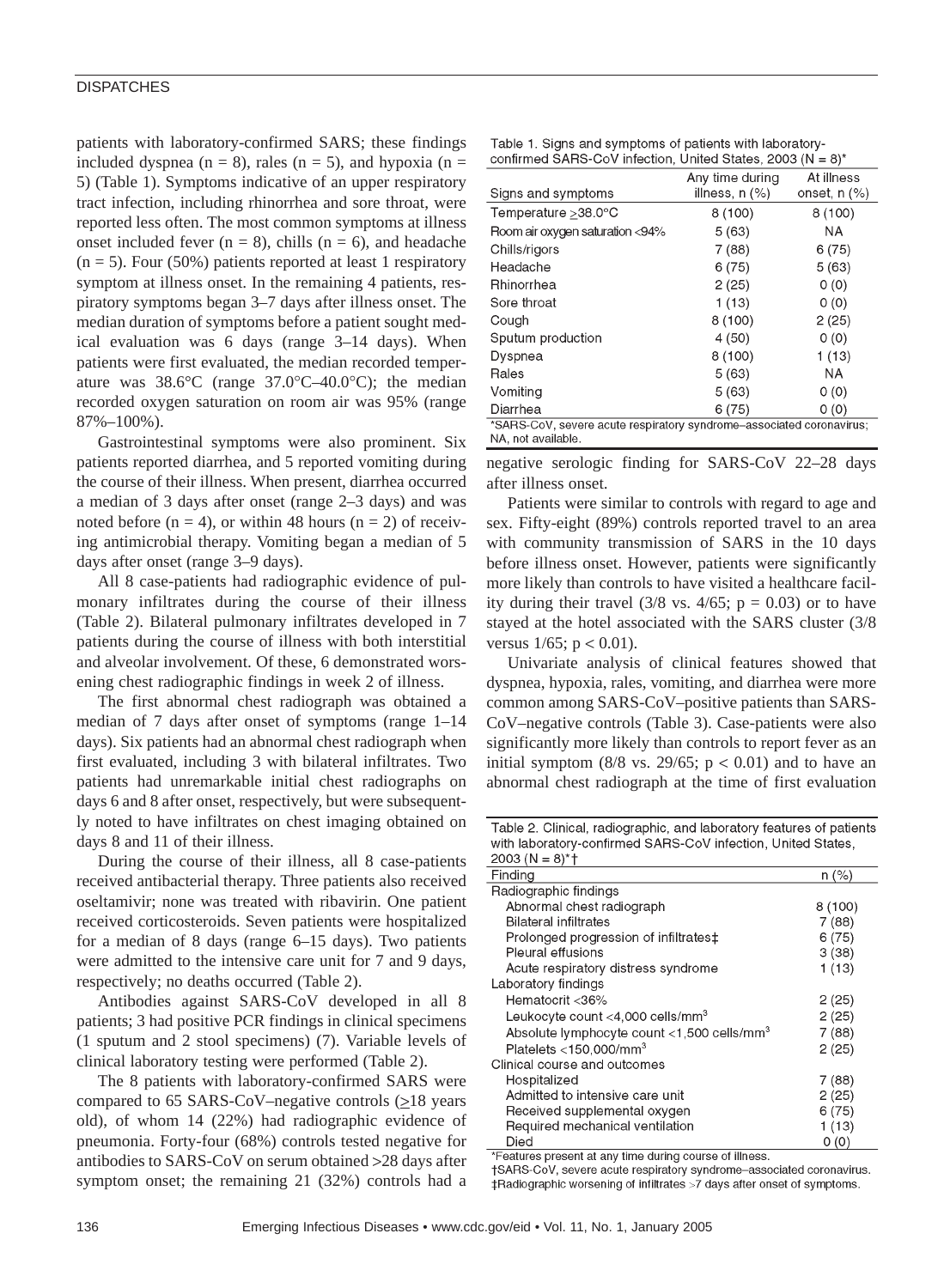patients with laboratory-confirmed SARS; these findings included dyspnea (n = 8), rales (n = 5), and hypoxia (n = 5) (Table 1). Symptoms indicative of an upper respiratory tract infection, including rhinorrhea and sore throat, were reported less often. The most common symptoms at illness onset included fever (n = 8), chills (n = 6), and headache (n = 5). Four (50%) patients reported at least 1 respiratory symptom at illness onset. In the remaining 4 patients, respiratory symptoms began 3–7 days after illness onset. The median duration of symptoms before a patient sought medical evaluation was 6 days (range 3–14 days). When patients were first evaluated, the median recorded temperature was 38.6°C (range 37.0°C–40.0°C); the median recorded oxygen saturation on room air was 95% (range 87%–100%).

Gastrointestinal symptoms were also prominent. Six patients reported diarrhea, and 5 reported vomiting during the course of their illness. When present, diarrhea occurred a median of 3 days after onset (range 2–3 days) and was noted before (n = 4), or within 48 hours (n = 2) of receiving antimicrobial therapy. Vomiting began a median of 5 days after onset (range 3–9 days).

All 8 case-patients had radiographic evidence of pulmonary infiltrates during the course of their illness (Table 2). Bilateral pulmonary infiltrates developed in 7 patients during the course of illness with both interstitial and alveolar involvement. Of these, 6 demonstrated worsening chest radiographic findings in week 2 of illness.

The first abnormal chest radiograph was obtained a median of 7 days after onset of symptoms (range 1–14 days). Six patients had an abnormal chest radiograph when first evaluated, including 3 with bilateral infiltrates. Two patients had unremarkable initial chest radiographs on days 6 and 8 after onset, respectively, but were subsequently noted to have infiltrates on chest imaging obtained on days 8 and 11 of their illness.

During the course of their illness, all 8 case-patients received antibacterial therapy. Three patients also received oseltamivir; none was treated with ribavirin. One patient received corticosteroids. Seven patients were hospitalized for a median of 8 days (range 6–15 days). Two patients were admitted to the intensive care unit for 7 and 9 days, respectively; no deaths occurred (Table 2).

Antibodies against SARS-CoV developed in all 8 patients; 3 had positive PCR findings in clinical specimens (1 sputum and 2 stool specimens) (7). Variable levels of clinical laboratory testing were performed (Table 2).

The 8 patients with laboratory-confirmed SARS were compared to 65 SARS-CoV–negative controls (≥18 years old), of whom 14 (22%) had radiographic evidence of pneumonia. Forty-four (68%) controls tested negative for antibodies to SARS-CoV on serum obtained >28 days after symptom onset; the remaining 21 (32%) controls had a negative serologic finding for SARS-CoV 22–28 days after illness onset.

Table 1. Signs and symptoms of patients with laboratory-confirmed SARS-CoV infection, United States, 2003 (N = 8)*

| Signs and symptoms | Any time during illness, n (%) | At illness onset, n (%) |
|---|---|---|
| Temperature ≥38.0°C | 8 (100) | 8 (100) |
| Room air oxygen saturation <94% | 5 (63) | NA |
| Chills/rigors | 7 (88) | 6 (75) |
| Headache | 6 (75) | 5 (63) |
| Rhinorrhea | 2 (25) | 0 (0) |
| Sore throat | 1 (13) | 0 (0) |
| Cough | 8 (100) | 2 (25) |
| Sputum production | 4 (50) | 0 (0) |
| Dyspnea | 8 (100) | 1 (13) |
| Rales | 5 (63) | NA |
| Vomiting | 5 (63) | 0 (0) |
| Diarrhea | 6 (75) | 0 (0) |

*SARS-CoV, severe acute respiratory syndrome–associated coronavirus; NA, not available.

Patients were similar to controls with regard to age and sex. Fifty-eight (89%) controls reported travel to an area with community transmission of SARS in the 10 days before illness onset. However, patients were significantly more likely than controls to have visited a healthcare facility during their travel (3/8 vs. 4/65; $p = 0.03$) or to have stayed at the hotel associated with the SARS cluster (3/8 versus 1/65; $p < 0.01$).

Univariate analysis of clinical features showed that dyspnea, hypoxia, rales, vomiting, and diarrhea were more common among SARS-CoV–positive patients than SARS-CoV–negative controls (Table 3). Case-patients were also significantly more likely than controls to report fever as an initial symptom (8/8 vs. 29/65; $p < 0.01$) and to have an abnormal chest radiograph at the time of first evaluation

Table 2. Clinical, radiographic, and laboratory features of patients with laboratory-confirmed SARS-CoV infection, United States, 2003 (N = 8)*†

| Finding | n (%) |
|---|---|
| Radiographic findings | |
| Abnormal chest radiograph | 8 (100) |
| Bilateral infiltrates | 7 (88) |
| Prolonged progression of infiltrates‡ | 6 (75) |
| Pleural effusions | 3 (38) |
| Acute respiratory distress syndrome | 1 (13) |
| Laboratory findings | |
| Hematocrit <36% | 2 (25) |
| Leukocyte count <4,000 cells/mm³ | 2 (25) |
| Absolute lymphocyte count <1,500 cells/mm³ | 7 (88) |
| Platelets <150,000/mm³ | 2 (25) |
| Clinical course and outcomes | |
| Hospitalized | 7 (88) |
| Admitted to intensive care unit | 2 (25) |
| Received supplemental oxygen | 6 (75) |
| Required mechanical ventilation | 1 (13) |
| Died | 0 (0) |

*Features present at any time during course of illness.
†SARS-CoV, severe acute respiratory syndrome–associated coronavirus.
‡Radiographic worsening of infiltrates >7 days after onset of symptoms.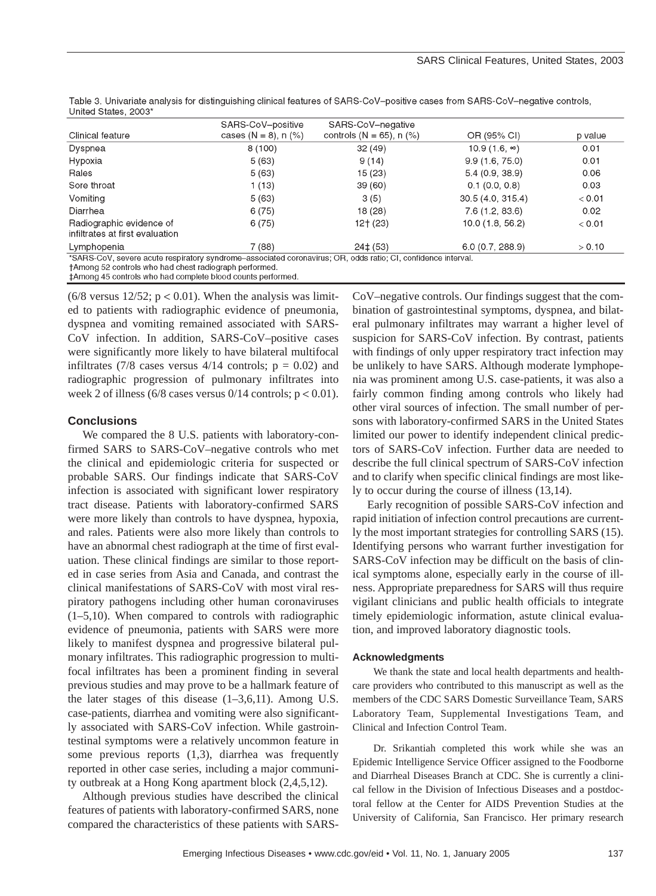Table 3. Univariate analysis for distinguishing clinical features of SARS-CoV–positive cases from SARS-CoV–negative controls, United States, 2003*

| Clinical feature | SARS-CoV–positive cases (N = 8), n (%) | SARS-CoV–negative controls (N = 65), n (%) | OR (95% CI) | p value |
|---|---|---|---|---|
| Dyspnea | 8 (100) | 32 (49) | 10.9 (1.6, ∞) | 0.01 |
| Hypoxia | 5 (63) | 9 (14) | 9.9 (1.6, 75.0) | 0.01 |
| Rales | 5 (63) | 15 (23) | 5.4 (0.9, 38.9) | 0.06 |
| Sore throat | 1 (13) | 39 (60) | 0.1 (0.0, 0.8) | 0.03 |
| Vomiting | 5 (63) | 3 (5) | 30.5 (4.0, 315.4) | < 0.01 |
| Diarrhea | 6 (75) | 18 (28) | 7.6 (1.2, 83.6) | 0.02 |
| Radiographic evidence of infiltrates at first evaluation | 6 (75) | 12† (23) | 10.0 (1.8, 56.2) | < 0.01 |
| Lymphopenia | 7 (88) | 24‡ (53) | 6.0 (0.7, 288.9) | > 0.10 |

*SARS-CoV, severe acute respiratory syndrome–associated coronavirus; OR, odds ratio; CI, confidence interval.
†Among 52 controls who had chest radiograph performed.
‡Among 45 controls who had complete blood counts performed.

(6/8 versus 12/52; $p < 0.01$). When the analysis was limited to patients with radiographic evidence of pneumonia, dyspnea and vomiting remained associated with SARS-CoV infection. In addition, SARS-CoV–positive cases were significantly more likely to have bilateral multifocal infiltrates (7/8 cases versus 4/14 controls; $p = 0.02$) and radiographic progression of pulmonary infiltrates into week 2 of illness (6/8 cases versus 0/14 controls; $p < 0.01$).

## Conclusions

We compared the 8 U.S. patients with laboratory-confirmed SARS to SARS-CoV–negative controls who met the clinical and epidemiologic criteria for suspected or probable SARS. Our findings indicate that SARS-CoV infection is associated with significant lower respiratory tract disease. Patients with laboratory-confirmed SARS were more likely than controls to have dyspnea, hypoxia, and rales. Patients were also more likely than controls to have an abnormal chest radiograph at the time of first evaluation. These clinical findings are similar to those reported in case series from Asia and Canada, and contrast the clinical manifestations of SARS-CoV with most viral respiratory pathogens including other human coronaviruses (1–5,10). When compared to controls with radiographic evidence of pneumonia, patients with SARS were more likely to manifest dyspnea and progressive bilateral pulmonary infiltrates. This radiographic progression to multifocal infiltrates has been a prominent finding in several previous studies and may prove to be a hallmark feature of the later stages of this disease (1–3,6,11). Among U.S. case-patients, diarrhea and vomiting were also significantly associated with SARS-CoV infection. While gastrointestinal symptoms were a relatively uncommon feature in some previous reports (1,3), diarrhea was frequently reported in other case series, including a major community outbreak at a Hong Kong apartment block (2,4,5,12).

Although previous studies have described the clinical features of patients with laboratory-confirmed SARS, none compared the characteristics of these patients with SARS-CoV–negative controls. Our findings suggest that the combination of gastrointestinal symptoms, dyspnea, and bilateral pulmonary infiltrates may warrant a higher level of suspicion for SARS-CoV infection. By contrast, patients with findings of only upper respiratory tract infection may be unlikely to have SARS. Although moderate lymphopenia was prominent among U.S. case-patients, it was also a fairly common finding among controls who likely had other viral sources of infection. The small number of persons with laboratory-confirmed SARS in the United States limited our power to identify independent clinical predictors of SARS-CoV infection. Further data are needed to describe the full clinical spectrum of SARS-CoV infection and to clarify when specific clinical findings are most likely to occur during the course of illness (13,14).

Early recognition of possible SARS-CoV infection and rapid initiation of infection control precautions are currently the most important strategies for controlling SARS (15). Identifying persons who warrant further investigation for SARS-CoV infection may be difficult on the basis of clinical symptoms alone, especially early in the course of illness. Appropriate preparedness for SARS will thus require vigilant clinicians and public health officials to integrate timely epidemiologic information, astute clinical evaluation, and improved laboratory diagnostic tools.

### Acknowledgments

We thank the state and local health departments and healthcare providers who contributed to this manuscript as well as the members of the CDC SARS Domestic Surveillance Team, SARS Laboratory Team, Supplemental Investigations Team, and Clinical and Infection Control Team.

Dr. Srikantiah completed this work while she was an Epidemic Intelligence Service Officer assigned to the Foodborne and Diarrheal Diseases Branch at CDC. She is currently a clinical fellow in the Division of Infectious Diseases and a postdoctoral fellow at the Center for AIDS Prevention Studies at the University of California, San Francisco. Her primary research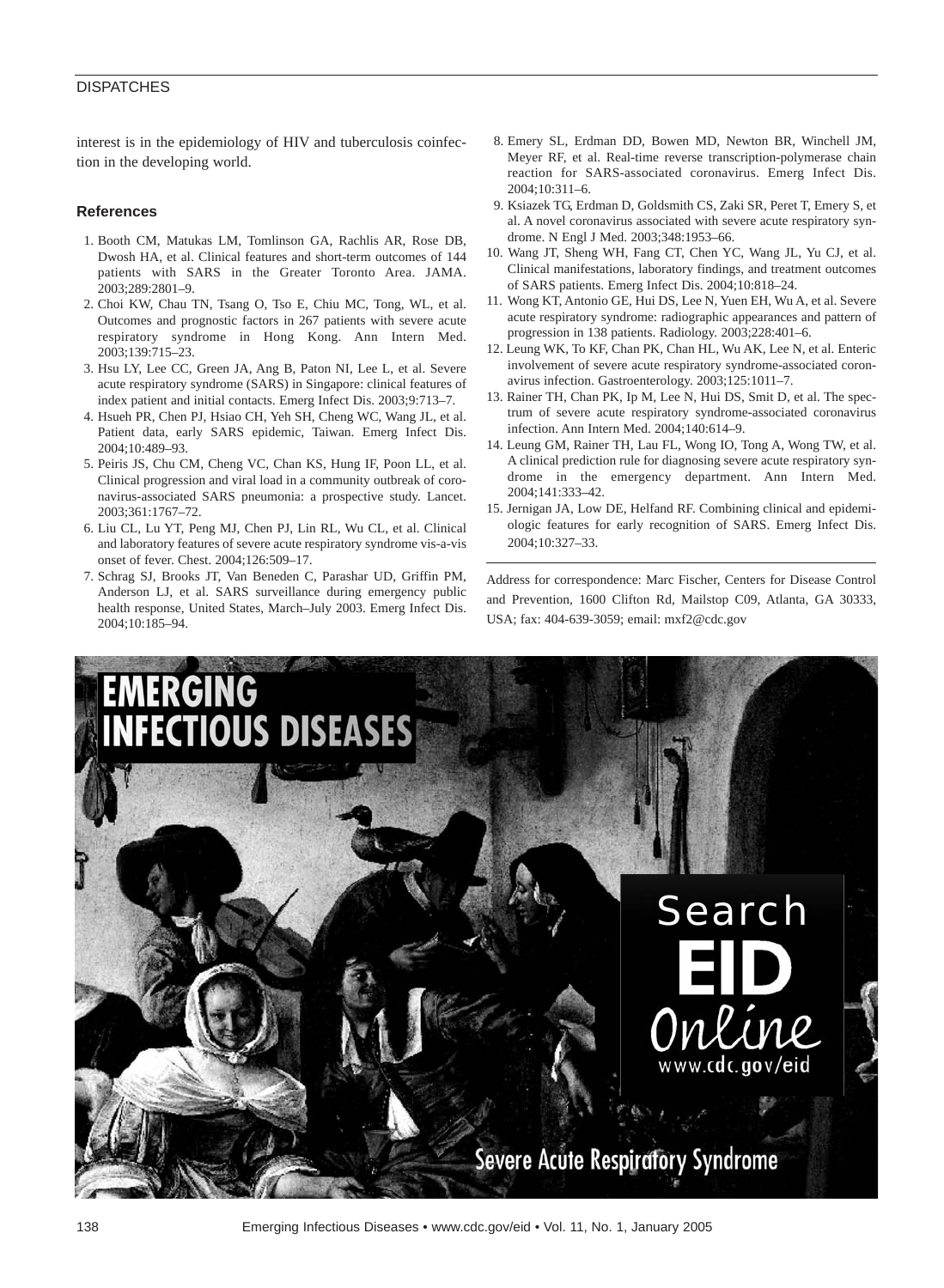interest is in the epidemiology of HIV and tuberculosis coinfection in the developing world.

## References

1. Booth CM, Matukas LM, Tomlinson GA, Rachlis AR, Rose DB, Dwosh HA, et al. Clinical features and short-term outcomes of 144 patients with SARS in the Greater Toronto Area. JAMA. 2003;289:2801–9.
2. Choi KW, Chau TN, Tsang O, Tso E, Chiu MC, Tong, WL, et al. Outcomes and prognostic factors in 267 patients with severe acute respiratory syndrome in Hong Kong. Ann Intern Med. 2003;139:715–23.
3. Hsu LY, Lee CC, Green JA, Ang B, Paton NI, Lee L, et al. Severe acute respiratory syndrome (SARS) in Singapore: clinical features of index patient and initial contacts. Emerg Infect Dis. 2003;9:713–7.
4. Hsueh PR, Chen PJ, Hsiao CH, Yeh SH, Cheng WC, Wang JL, et al. Patient data, early SARS epidemic, Taiwan. Emerg Infect Dis. 2004;10:489–93.
5. Peiris JS, Chu CM, Cheng VC, Chan KS, Hung IF, Poon LL, et al. Clinical progression and viral load in a community outbreak of coronavirus-associated SARS pneumonia: a prospective study. Lancet. 2003;361:1767–72.
6. Liu CL, Lu YT, Peng MJ, Chen PJ, Lin RL, Wu CL, et al. Clinical and laboratory features of severe acute respiratory syndrome vis-a-vis onset of fever. Chest. 2004;126:509–17.
7. Schrag SJ, Brooks JT, Van Beneden C, Parashar UD, Griffin PM, Anderson LJ, et al. SARS surveillance during emergency public health response, United States, March–July 2003. Emerg Infect Dis. 2004;10:185–94.
8. Emery SL, Erdman DD, Bowen MD, Newton BR, Winchell JM, Meyer RF, et al. Real-time reverse transcription-polymerase chain reaction for SARS-associated coronavirus. Emerg Infect Dis. 2004;10:311–6.
9. Ksiazek TG, Erdman D, Goldsmith CS, Zaki SR, Peret T, Emery S, et al. A novel coronavirus associated with severe acute respiratory syndrome. N Engl J Med. 2003;348:1953–66.
10. Wang JT, Sheng WH, Fang CT, Chen YC, Wang JL, Yu CJ, et al. Clinical manifestations, laboratory findings, and treatment outcomes of SARS patients. Emerg Infect Dis. 2004;10:818–24.
11. Wong KT, Antonio GE, Hui DS, Lee N, Yuen EH, Wu A, et al. Severe acute respiratory syndrome: radiographic appearances and pattern of progression in 138 patients. Radiology. 2003;228:401–6.
12. Leung WK, To KF, Chan PK, Chan HL, Wu AK, Lee N, et al. Enteric involvement of severe acute respiratory syndrome-associated coronavirus infection. Gastroenterology. 2003;125:1011–7.
13. Rainer TH, Chan PK, Ip M, Lee N, Hui DS, Smit D, et al. The spectrum of severe acute respiratory syndrome-associated coronavirus infection. Ann Intern Med. 2004;140:614–9.
14. Leung GM, Rainer TH, Lau FL, Wong IO, Tong A, Wong TW, et al. A clinical prediction rule for diagnosing severe acute respiratory syndrome in the emergency department. Ann Intern Med. 2004;141:333–42.
15. Jernigan JA, Low DE, Helfand RF. Combining clinical and epidemiologic features for early recognition of SARS. Emerg Infect Dis. 2004;10:327–33.

Address for correspondence: Marc Fischer, Centers for Disease Control and Prevention, 1600 Clifton Rd, Mailstop C09, Atlanta, GA 30333, USA; fax: 404-639-3059; email: mxf2@cdc.gov